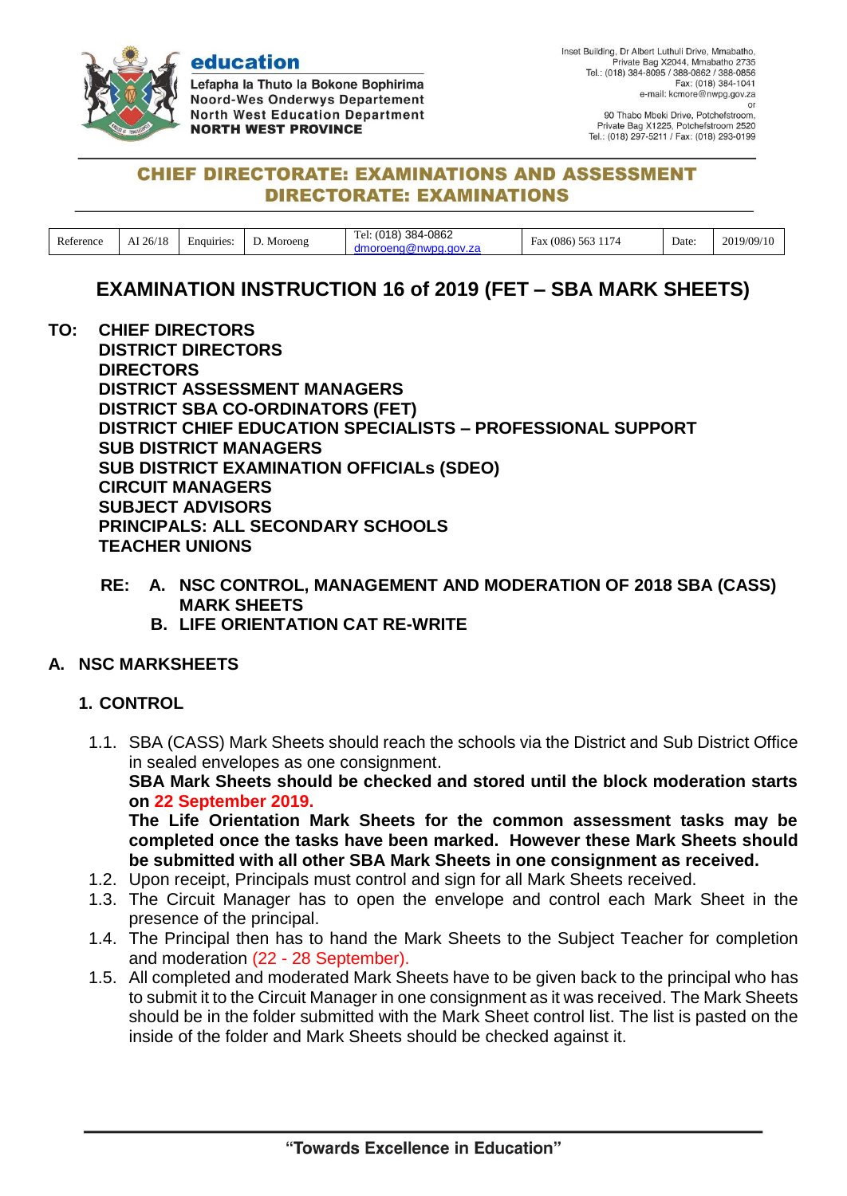**education**

Lefapha la Thuto la Bokone Bophirima
Noord-Wes Onderwys Departement
North West Education Department
**NORTH WEST PROVINCE**

Inset Building, Dr Albert Luthuli Drive, Mmabatho,
Private Bag X2044, Mmabatho 2735
Tel.: (018) 384-8095 / 388-0862 / 388-0856
Fax: (018) 384-1041
e-mail: kcmore@nwpg.gov.za
or
90 Thabo Mbeki Drive, Potchefstroom,
Private Bag X1225, Potchefstroom 2520
Tel.: (018) 297-5211 / Fax: (018) 293-0199

**CHIEF DIRECTORATE: EXAMINATIONS AND ASSESSMENT**
**DIRECTORATE: EXAMINATIONS**

| | | | | | | | |
|---|---|---|---|---|---|---|---|
| Reference | AI 26/18 | Enquiries: | D. Moroeng | Tel: (018) 384-0862 dmoroeng@nwpg.gov.za | Fax (086) 563 1174 | Date: | 2019/09/10 |

# EXAMINATION INSTRUCTION 16 of 2019 (FET – SBA MARK SHEETS)

**TO: CHIEF DIRECTORS**
**DISTRICT DIRECTORS**
**DIRECTORS**
**DISTRICT ASSESSMENT MANAGERS**
**DISTRICT SBA CO-ORDINATORS (FET)**
**DISTRICT CHIEF EDUCATION SPECIALISTS – PROFESSIONAL SUPPORT**
**SUB DISTRICT MANAGERS**
**SUB DISTRICT EXAMINATION OFFICIALs (SDEO)**
**CIRCUIT MANAGERS**
**SUBJECT ADVISORS**
**PRINCIPALS: ALL SECONDARY SCHOOLS**
**TEACHER UNIONS**

**RE: A. NSC CONTROL, MANAGEMENT AND MODERATION OF 2018 SBA (CASS) MARK SHEETS**
**B. LIFE ORIENTATION CAT RE-WRITE**

## A. NSC MARKSHEETS

### 1. CONTROL

1.1. SBA (CASS) Mark Sheets should reach the schools via the District and Sub District Office in sealed envelopes as one consignment.
**SBA Mark Sheets should be checked and stored until the block moderation starts on 22 September 2019.**
**The Life Orientation Mark Sheets for the common assessment tasks may be completed once the tasks have been marked. However these Mark Sheets should be submitted with all other SBA Mark Sheets in one consignment as received.**

1.2. Upon receipt, Principals must control and sign for all Mark Sheets received.

1.3. The Circuit Manager has to open the envelope and control each Mark Sheet in the presence of the principal.

1.4. The Principal then has to hand the Mark Sheets to the Subject Teacher for completion and moderation (22 - 28 September).

1.5. All completed and moderated Mark Sheets have to be given back to the principal who has to submit it to the Circuit Manager in one consignment as it was received. The Mark Sheets should be in the folder submitted with the Mark Sheet control list. The list is pasted on the inside of the folder and Mark Sheets should be checked against it.

"Towards Excellence in Education"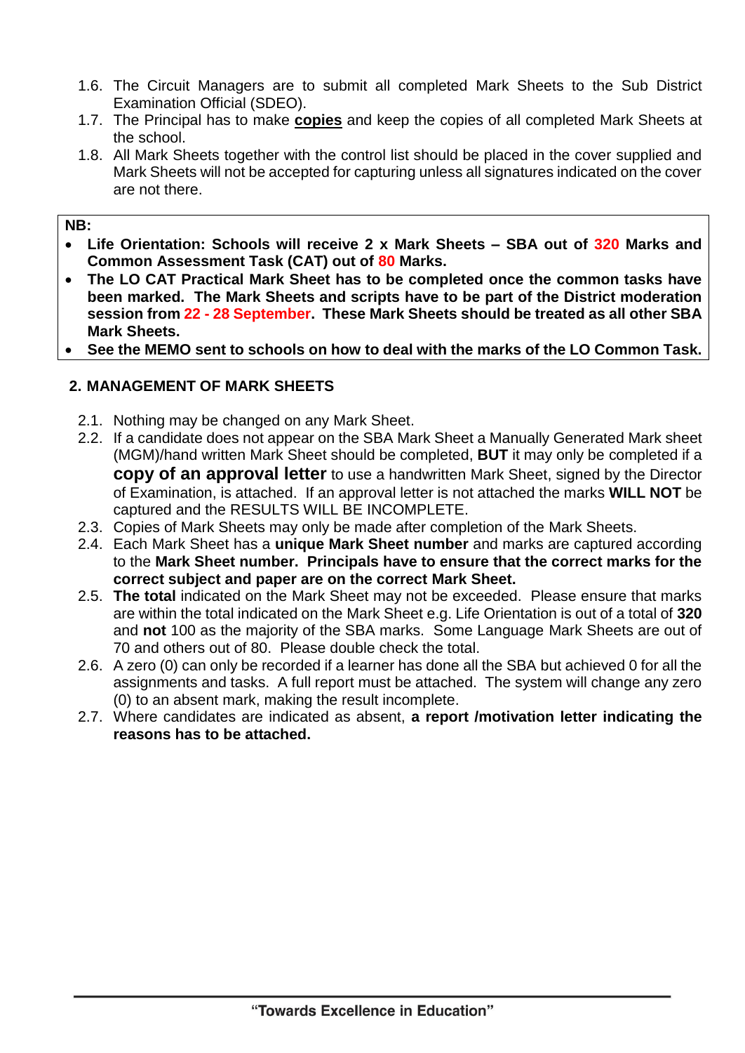1.6. The Circuit Managers are to submit all completed Mark Sheets to the Sub District Examination Official (SDEO).

1.7. The Principal has to make **copies** and keep the copies of all completed Mark Sheets at the school.

1.8. All Mark Sheets together with the control list should be placed in the cover supplied and Mark Sheets will not be accepted for capturing unless all signatures indicated on the cover are not there.

**NB:**

- **Life Orientation: Schools will receive 2 x Mark Sheets – SBA out of 320 Marks and Common Assessment Task (CAT) out of 80 Marks.**
- **The LO CAT Practical Mark Sheet has to be completed once the common tasks have been marked. The Mark Sheets and scripts have to be part of the District moderation session from 22 - 28 September. These Mark Sheets should be treated as all other SBA Mark Sheets.**
- **See the MEMO sent to schools on how to deal with the marks of the LO Common Task.**

## 2. MANAGEMENT OF MARK SHEETS

2.1. Nothing may be changed on any Mark Sheet.

2.2. If a candidate does not appear on the SBA Mark Sheet a Manually Generated Mark sheet (MGM)/hand written Mark Sheet should be completed, **BUT** it may only be completed if a **copy of an approval letter** to use a handwritten Mark Sheet, signed by the Director of Examination, is attached. If an approval letter is not attached the marks **WILL NOT** be captured and the RESULTS WILL BE INCOMPLETE.

2.3. Copies of Mark Sheets may only be made after completion of the Mark Sheets.

2.4. Each Mark Sheet has a **unique Mark Sheet number** and marks are captured according to the **Mark Sheet number. Principals have to ensure that the correct marks for the correct subject and paper are on the correct Mark Sheet.**

2.5. **The total** indicated on the Mark Sheet may not be exceeded. Please ensure that marks are within the total indicated on the Mark Sheet e.g. Life Orientation is out of a total of **320** and **not** 100 as the majority of the SBA marks. Some Language Mark Sheets are out of 70 and others out of 80. Please double check the total.

2.6. A zero (0) can only be recorded if a learner has done all the SBA but achieved 0 for all the assignments and tasks. A full report must be attached. The system will change any zero (0) to an absent mark, making the result incomplete.

2.7. Where candidates are indicated as absent, **a report /motivation letter indicating the reasons has to be attached.**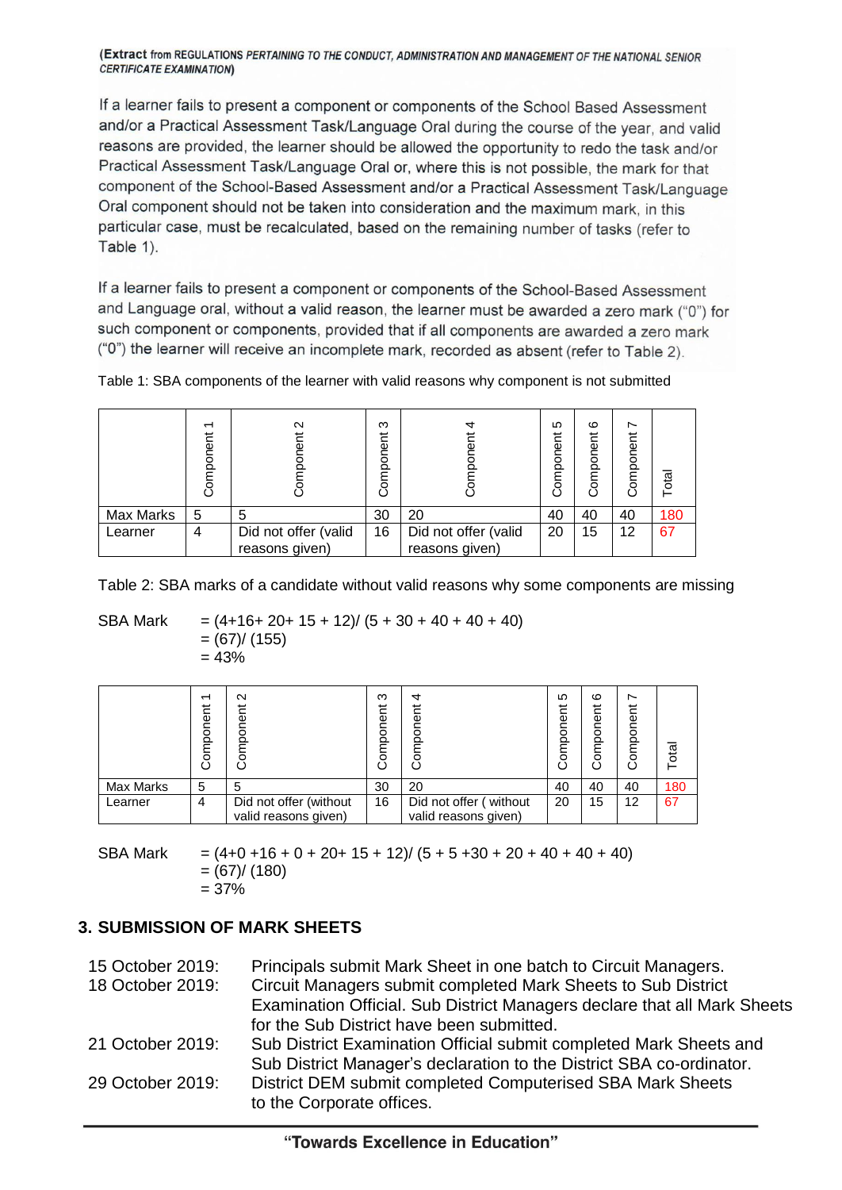(**Extract** from REGULATIONS *PERTAINING TO THE CONDUCT, ADMINISTRATION AND MANAGEMENT OF THE NATIONAL SENIOR CERTIFICATE EXAMINATION*)

If a learner fails to present a component or components of the School Based Assessment and/or a Practical Assessment Task/Language Oral during the course of the year, and valid reasons are provided, the learner should be allowed the opportunity to redo the task and/or Practical Assessment Task/Language Oral or, where this is not possible, the mark for that component of the School-Based Assessment and/or a Practical Assessment Task/Language Oral component should not be taken into consideration and the maximum mark, in this particular case, must be recalculated, based on the remaining number of tasks (refer to Table 1).

If a learner fails to present a component or components of the School-Based Assessment and Language oral, without a valid reason, the learner must be awarded a zero mark ("0") for such component or components, provided that if all components are awarded a zero mark ("0") the learner will receive an incomplete mark, recorded as absent (refer to Table 2).

Table 1: SBA components of the learner with valid reasons why component is not submitted

| | Component 1 | Component 2 | Component 3 | Component 4 | Component 5 | Component 6 | Component 7 | Total |
|---|---|---|---|---|---|---|---|---|
| Max Marks | 5 | 5 | 30 | 20 | 40 | 40 | 40 | 180 |
| Learner | 4 | Did not offer (valid reasons given) | 16 | Did not offer (valid reasons given) | 20 | 15 | 12 | 67 |

Table 2: SBA marks of a candidate without valid reasons why some components are missing

SBA Mark = (4+16+ 20+ 15 + 12)/ (5 + 30 + 40 + 40 + 40)
= (67)/ (155)
= 43%

| | Component 1 | Component 2 | Component 3 | Component 4 | Component 5 | Component 6 | Component 7 | Total |
|---|---|---|---|---|---|---|---|---|
| Max Marks | 5 | 5 | 30 | 20 | 40 | 40 | 40 | 180 |
| Learner | 4 | Did not offer (without valid reasons given) | 16 | Did not offer ( without valid reasons given) | 20 | 15 | 12 | 67 |

SBA Mark = (4+0 +16 + 0 + 20+ 15 + 12)/ (5 + 5 +30 + 20 + 40 + 40 + 40)
= (67)/ (180)
= 37%

## 3. SUBMISSION OF MARK SHEETS

15 October 2019: Principals submit Mark Sheet in one batch to Circuit Managers.

18 October 2019: Circuit Managers submit completed Mark Sheets to Sub District Examination Official. Sub District Managers declare that all Mark Sheets for the Sub District have been submitted.

21 October 2019: Sub District Examination Official submit completed Mark Sheets and Sub District Manager's declaration to the District SBA co-ordinator.

29 October 2019: District DEM submit completed Computerised SBA Mark Sheets to the Corporate offices.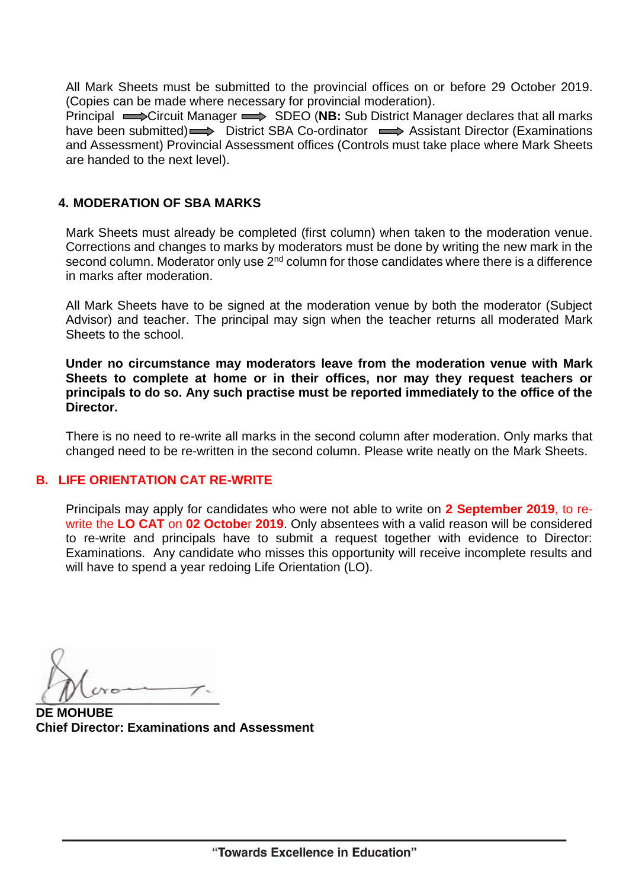All Mark Sheets must be submitted to the provincial offices on or before 29 October 2019. (Copies can be made where necessary for provincial moderation).

Principal ⟹ Circuit Manager ⟹ SDEO (**NB:** Sub District Manager declares that all marks have been submitted) ⟹ District SBA Co-ordinator ⟹ Assistant Director (Examinations and Assessment) Provincial Assessment offices (Controls must take place where Mark Sheets are handed to the next level).

## 4. MODERATION OF SBA MARKS

Mark Sheets must already be completed (first column) when taken to the moderation venue. Corrections and changes to marks by moderators must be done by writing the new mark in the second column. Moderator only use 2nd column for those candidates where there is a difference in marks after moderation.

All Mark Sheets have to be signed at the moderation venue by both the moderator (Subject Advisor) and teacher. The principal may sign when the teacher returns all moderated Mark Sheets to the school.

**Under no circumstance may moderators leave from the moderation venue with Mark Sheets to complete at home or in their offices, nor may they request teachers or principals to do so. Any such practise must be reported immediately to the office of the Director.**

There is no need to re-write all marks in the second column after moderation. Only marks that changed need to be re-written in the second column. Please write neatly on the Mark Sheets.

## B. LIFE ORIENTATION CAT RE-WRITE

Principals may apply for candidates who were not able to write on **2 September 2019**, to re-write the **LO CAT** on **02 October 2019**. Only absentees with a valid reason will be considered to re-write and principals have to submit a request together with evidence to Director: Examinations. Any candidate who misses this opportunity will receive incomplete results and will have to spend a year redoing Life Orientation (LO).

**DE MOHUBE**
**Chief Director: Examinations and Assessment**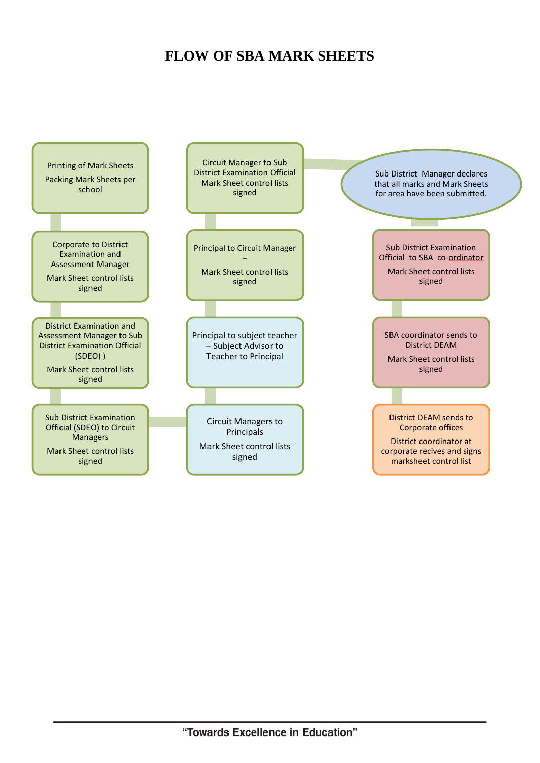# FLOW OF SBA MARK SHEETS

1. Printing of Mark Sheets
   Packing Mark Sheets per school

2. Corporate to District Examination and Assessment Manager
   Mark Sheet control lists signed

3. District Examination and Assessment Manager to Sub District Examination Official (SDEO) )
   Mark Sheet control lists signed

4. Sub District Examination Official (SDEO) to Circuit Managers
   Mark Sheet control lists signed

5. Circuit Managers to Principals
   Mark Sheet control lists signed

6. Principal to subject teacher – Subject Advisor to Teacher to Principal

7. Principal to Circuit Manager –
   Mark Sheet control lists signed

8. Circuit Manager to Sub District Examination Official
   Mark Sheet control lists signed

9. Sub District Manager declares that all marks and Mark Sheets for area have been submitted.

10. Sub District Examination Official to SBA co-ordinator
    Mark Sheet control lists signed

11. SBA coordinator sends to District DEAM
    Mark Sheet control lists signed

12. District DEAM sends to Corporate offices
    District coordinator at corporate recives and signs marksheet control list

“Towards Excellence in Education”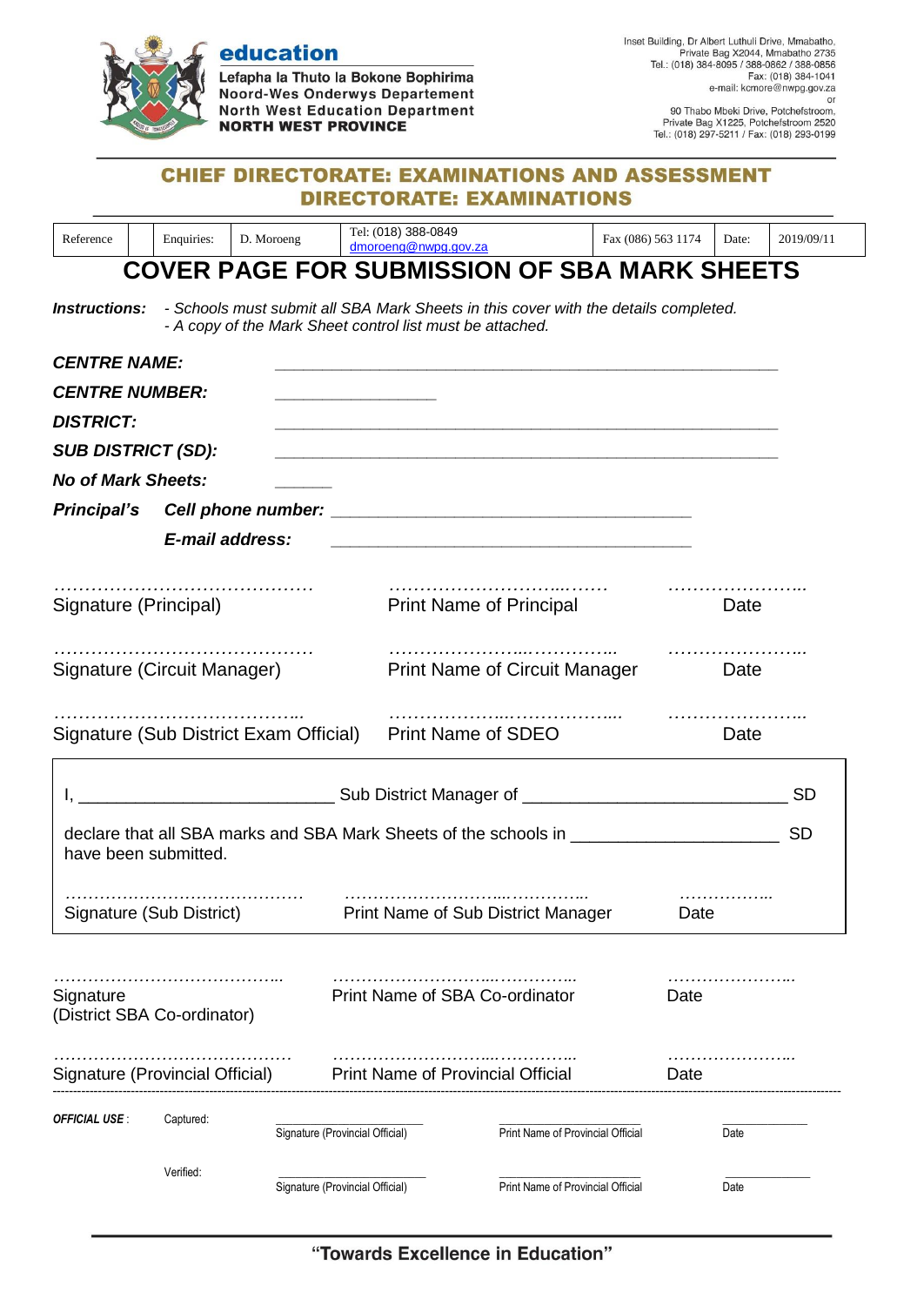**education**

Lefapha la Thuto la Bokone Bophirima
Noord-Wes Onderwys Departement
North West Education Department
**NORTH WEST PROVINCE**

Inset Building, Dr Albert Luthuli Drive, Mmabatho,
Private Bag X2044, Mmabatho 2735
Tel.: (018) 384-8095 / 388-0862 / 388-0856
Fax: (018) 384-1041
e-mail: kcmore@nwpg.gov.za
or
90 Thabo Mbeki Drive, Potchefstroom,
Private Bag X1225, Potchefstroom 2520
Tel.: (018) 297-5211 / Fax: (018) 293-0199

## CHIEF DIRECTORATE: EXAMINATIONS AND ASSESSMENT
## DIRECTORATE: EXAMINATIONS

| Reference | | Enquiries: | D. Moroeng | Tel: (018) 388-0849 dmoroeng@nwpg.gov.za | Fax (086) 563 1174 | Date: | 2019/09/11 |
|---|---|---|---|---|---|---|---|

# COVER PAGE FOR SUBMISSION OF SBA MARK SHEETS

***Instructions:*** *- Schools must submit all SBA Mark Sheets in this cover with the details completed.*
*- A copy of the Mark Sheet control list must be attached.*

***CENTRE NAME:*** ______________________________________________________

***CENTRE NUMBER:*** _________________

***DISTRICT:*** ______________________________________________________

***SUB DISTRICT (SD):*** ______________________________________________________

***No of Mark Sheets:*** ______

***Principal's Cell phone number:*** ______________________________________

***E-mail address:*** ______________________________________

| | | |
|---|---|---|
| …………………………………… | …………………………………… | …………………… |
| Signature (Principal) | Print Name of Principal | Date |
| …………………………………… | …………………………………… | …………………… |
| Signature (Circuit Manager) | Print Name of Circuit Manager | Date |
| …………………………………… | …………………………………… | …………………… |
| Signature (Sub District Exam Official) | Print Name of SDEO | Date |

I, __________________________ Sub District Manager of ____________________________ SD

declare that all SBA marks and SBA Mark Sheets of the schools in ______________________ SD have been submitted.

| | | |
|---|---|---|
| …………………………………… | …………………………………… | ……………… |
| Signature (Sub District) | Print Name of Sub District Manager | Date |

| | | |
|---|---|---|
| …………………………………… | …………………………………… | …………………… |
| Signature (District SBA Co-ordinator) | Print Name of SBA Co-ordinator | Date |
| …………………………………… | …………………………………… | …………………… |
| Signature (Provincial Official) | Print Name of Provincial Official | Date |

---

| ***OFFICIAL USE*** : | | | | |
|---|---|---|---|---|
| | Captured: | ______________________ Signature (Provincial Official) | ______________________ Print Name of Provincial Official | ____________ Date |
| | Verified: | ______________________ Signature (Provincial Official) | ______________________ Print Name of Provincial Official | ____________ Date |

**"Towards Excellence in Education"**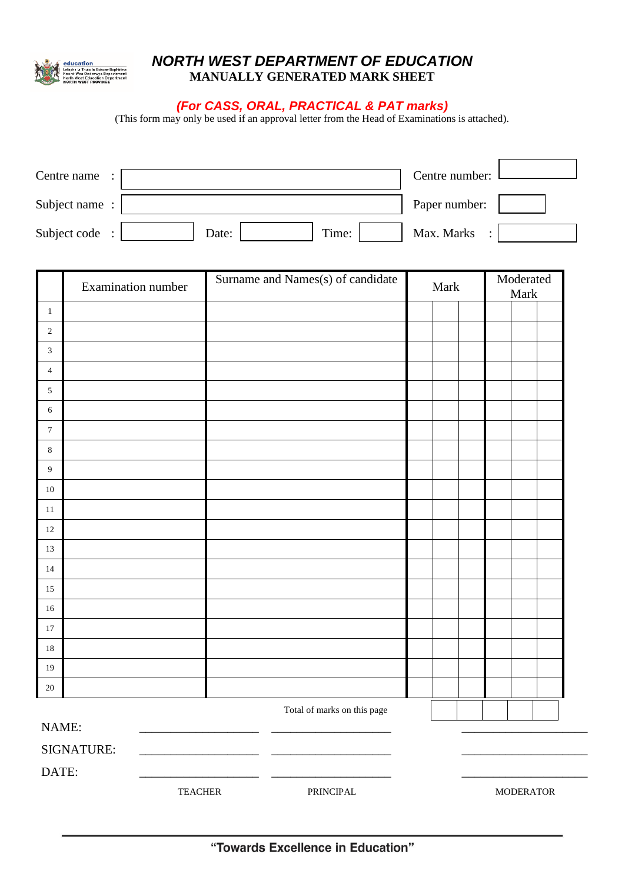# NORTH WEST DEPARTMENT OF EDUCATION

## MANUALLY GENERATED MARK SHEET

***(For CASS, ORAL, PRACTICAL & PAT marks)***

(This form may only be used if an approval letter from the Head of Examinations is attached).

| | | | |
|---|---|---|---|
| Centre name : | | Centre number: | |
| Subject name : | | Paper number: | |
| Subject code : | Date: Time: | Max. Marks : | |

| | Examination number | Surname and Names(s) of candidate | Mark | | | Moderated Mark | | |
|---|---|---|---|---|---|---|---|---|
| 1 | | | | | | | | |
| 2 | | | | | | | | |
| 3 | | | | | | | | |
| 4 | | | | | | | | |
| 5 | | | | | | | | |
| 6 | | | | | | | | |
| 7 | | | | | | | | |
| 8 | | | | | | | | |
| 9 | | | | | | | | |
| 10 | | | | | | | | |
| 11 | | | | | | | | |
| 12 | | | | | | | | |
| 13 | | | | | | | | |
| 14 | | | | | | | | |
| 15 | | | | | | | | |
| 16 | | | | | | | | |
| 17 | | | | | | | | |
| 18 | | | | | | | | |
| 19 | | | | | | | | |
| 20 | | | | | | | | |
| | | Total of marks on this page | | | | | | |

| | TEACHER | PRINCIPAL | MODERATOR |
|---|---|---|---|
| NAME: | ____________________ | ____________________ | ____________________ |
| SIGNATURE: | ____________________ | ____________________ | ____________________ |
| DATE: | ____________________ | ____________________ | ____________________ |

**"Towards Excellence in Education"**